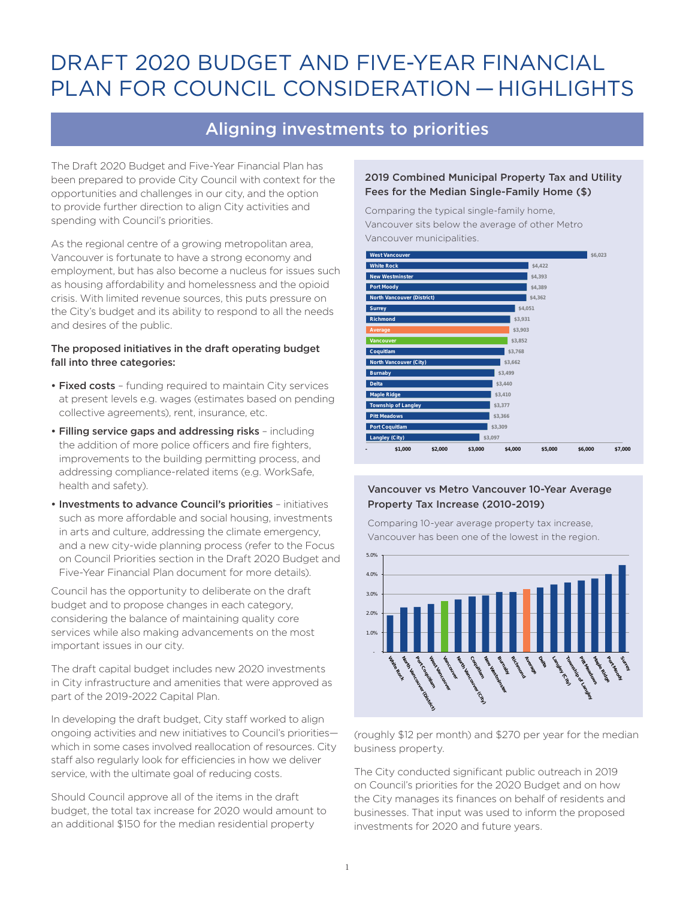# DRAFT 2020 BUDGET AND FIVE-YEAR FINANCIAL PLAN FOR COUNCIL CONSIDERATION — HIGHLIGHTS

## Aligning investments to priorities

The Draft 2020 Budget and Five-Year Financial Plan has been prepared to provide City Council with context for the opportunities and challenges in our city, and the option to provide further direction to align City activities and spending with Council's priorities.

As the regional centre of a growing metropolitan area, Vancouver is fortunate to have a strong economy and employment, but has also become a nucleus for issues such as housing affordability and homelessness and the opioid crisis. With limited revenue sources, this puts pressure on the City's budget and its ability to respond to all the needs and desires of the public.

**The proposed initiatives in the draft operating budget fall into three categories:**

- **Fixed costs** – funding required to maintain City services at present levels e.g. wages (estimates based on pending collective agreements), rent, insurance, etc.
- **Filling service gaps and addressing risks** – including the addition of more police officers and fire fighters, improvements to the building permitting process, and addressing compliance-related items (e.g. WorkSafe, health and safety).
- **Investments to advance Council's priorities** – initiatives such as more affordable and social housing, investments in arts and culture, addressing the climate emergency, and a new city-wide planning process (refer to the Focus on Council Priorities section in the Draft 2020 Budget and Five-Year Financial Plan document for more details).

Council has the opportunity to deliberate on the draft budget and to propose changes in each category, considering the balance of maintaining quality core services while also making advancements on the most important issues in our city.

The draft capital budget includes new 2020 investments in City infrastructure and amenities that were approved as part of the 2019-2022 Capital Plan.

In developing the draft budget, City staff worked to align ongoing activities and new initiatives to Council's priorities—which in some cases involved reallocation of resources. City staff also regularly look for efficiencies in how we deliver service, with the ultimate goal of reducing costs.

Should Council approve all of the items in the draft budget, the total tax increase for 2020 would amount to an additional $150 for the median residential property (roughly $12 per month) and $270 per year for the median business property.

The City conducted significant public outreach in 2019 on Council's priorities for the 2020 Budget and on how the City manages its finances on behalf of residents and businesses. That input was used to inform the proposed investments for 2020 and future years.

### 2019 Combined Municipal Property Tax and Utility Fees for the Median Single-Family Home ($)

Comparing the typical single-family home, Vancouver sits below the average of other Metro Vancouver municipalities.

| Municipality | Amount |
|---|---|
| West Vancouver | $6,023 |
| White Rock | $4,422 |
| New Westminster | $4,393 |
| Port Moody | $4,389 |
| North Vancouver (District) | $4,362 |
| Surrey | $4,051 |
| Richmond | $3,931 |
| Average | $3,903 |
| Vancouver | $3,852 |
| Coquitlam | $3,768 |
| North Vancouver (City) | $3,662 |
| Burnaby | $3,499 |
| Delta | $3,440 |
| Maple Ridge | $3,410 |
| Township of Langley | $3,377 |
| Pitt Meadows | $3,366 |
| Port Coquitlam | $3,309 |
| Langley (City) | $3,097 |

### Vancouver vs Metro Vancouver 10-Year Average Property Tax Increase (2010-2019)

Comparing 10-year average property tax increase, Vancouver has been one of the lowest in the region.

Municipalities shown from lowest to highest: White Rock, North Vancouver (District), Port Coquitlam, West Vancouver, Vancouver, North Vancouver (City), Coquitlam, New Westminster, Burnaby, Richmond, Average, Delta, Langley (City), Township of Langley, Pitt Meadows, Maple Ridge, Port Moody, Surrey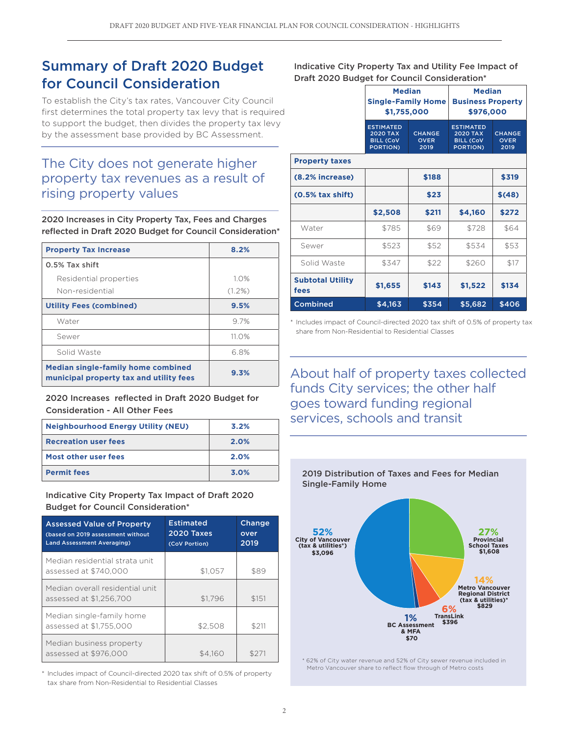# Summary of Draft 2020 Budget for Council Consideration

To establish the City's tax rates, Vancouver City Council first determines the total property tax levy that is required to support the budget, then divides the property tax levy by the assessment base provided by BC Assessment.

## The City does not generate higher property tax revenues as a result of rising property values

**2020 Increases in City Property Tax, Fees and Charges reflected in Draft 2020 Budget for Council Consideration***

| | |
|---|---|
| **Property Tax Increase** | **8.2%** |
| 0.5% Tax shift | |
| Residential properties | 1.0% |
| Non-residential | (1.2%) |
| **Utility Fees (combined)** | **9.5%** |
| Water | 9.7% |
| Sewer | 11.0% |
| Solid Waste | 6.8% |
| **Median single-family home combined municipal property tax and utility fees** | **9.3%** |

**2020 Increases reflected in Draft 2020 Budget for Consideration - All Other Fees**

| | |
|---|---|
| **Neighbourhood Energy Utility (NEU)** | **3.2%** |
| **Recreation user fees** | **2.0%** |
| **Most other user fees** | **2.0%** |
| **Permit fees** | **3.0%** |

**Indicative City Property Tax Impact of Draft 2020 Budget for Council Consideration***

| Assessed Value of Property (based on 2019 assessment without Land Assessment Averaging) | Estimated 2020 Taxes (CoV Portion) | Change over 2019 |
|---|---|---|
| Median residential strata unit assessed at $740,000 | $1,057 | $89 |
| Median overall residential unit assessed at $1,256,700 | $1,796 | $151 |
| Median single-family home assessed at $1,755,000 | $2,508 | $211 |
| Median business property assessed at $976,000 | $4,160 | $271 |

\* Includes impact of Council-directed 2020 tax shift of 0.5% of property tax share from Non-Residential to Residential Classes

**Indicative City Property Tax and Utility Fee Impact of Draft 2020 Budget for Council Consideration***

| | Median Single-Family Home $1,755,000 | | Median Business Property $976,000 | |
|---|---|---|---|---|
| | ESTIMATED 2020 TAX BILL (CoV PORTION) | CHANGE OVER 2019 | ESTIMATED 2020 TAX BILL (CoV PORTION) | CHANGE OVER 2019 |
| **Property taxes** | | | | |
| **(8.2% increase)** | | **$188** | | **$319** |
| **(0.5% tax shift)** | | **$23** | | **$(48)** |
| | **$2,508** | **$211** | **$4,160** | **$272** |
| Water | $785 | $69 | $728 | $64 |
| Sewer | $523 | $52 | $534 | $53 |
| Solid Waste | $347 | $22 | $260 | $17 |
| **Subtotal Utility fees** | **$1,655** | **$143** | **$1,522** | **$134** |
| **Combined** | **$4,163** | **$354** | **$5,682** | **$406** |

\* Includes impact of Council-directed 2020 tax shift of 0.5% of property tax share from Non-Residential to Residential Classes

## About half of property taxes collected funds City services; the other half goes toward funding regional services, schools and transit

**2019 Distribution of Taxes and Fees for Median Single-Family Home**

- 52% City of Vancouver (tax & utilities*) $3,096
- 27% Provincial School Taxes $1,608
- 14% Metro Vancouver Regional District (tax & utilities)* $829
- 6% TransLink $396
- 1% BC Assessment & MFA $70

\* 62% of City water revenue and 52% of City sewer revenue included in Metro Vancouver share to reflect flow through of Metro costs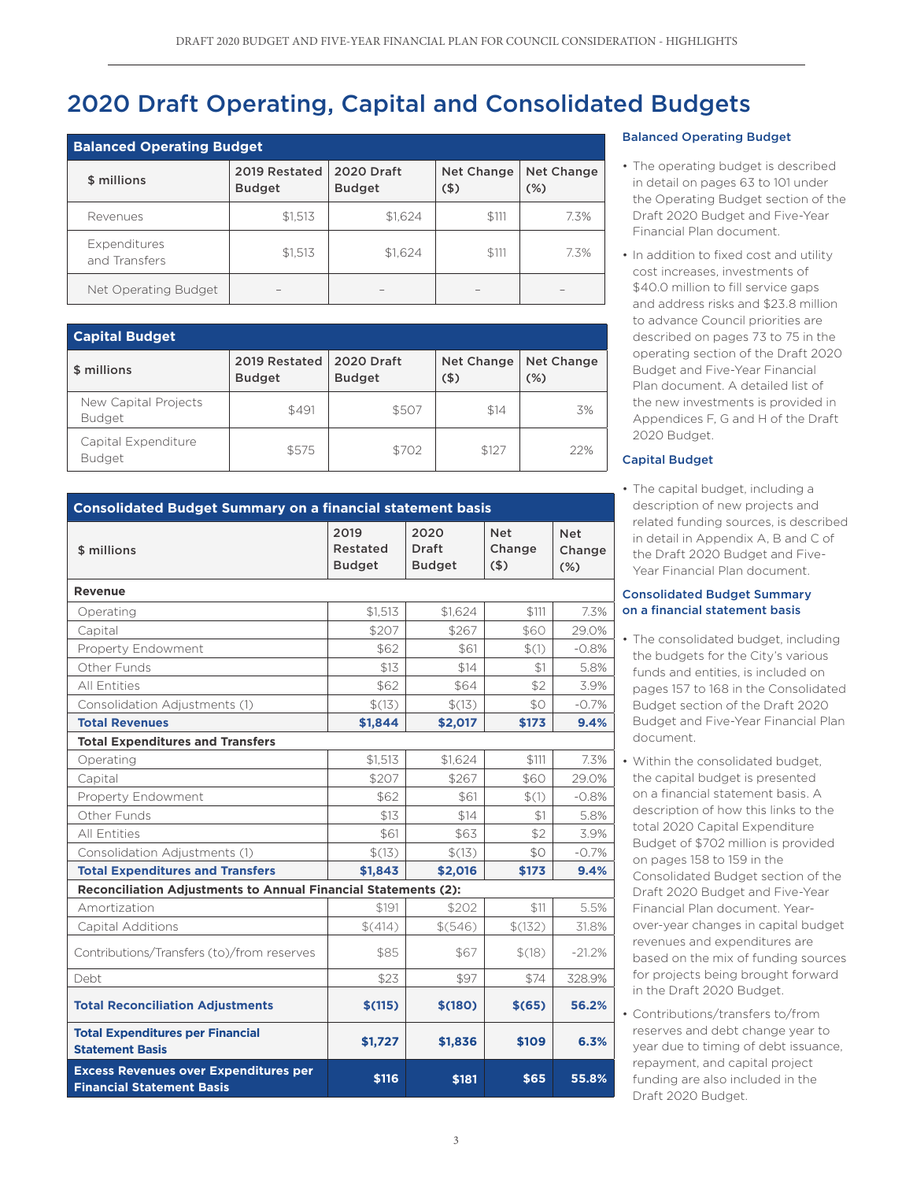# 2020 Draft Operating, Capital and Consolidated Budgets

| Balanced Operating Budget | | | | |
|---|---|---|---|---|
| $ millions | 2019 Restated Budget | 2020 Draft Budget | Net Change ($) | Net Change (%) |
| Revenues | $1,513 | $1,624 | $111 | 7.3% |
| Expenditures and Transfers | $1,513 | $1,624 | $111 | 7.3% |
| Net Operating Budget | – | – | – | – |

| Capital Budget | | | | |
|---|---|---|---|---|
| $ millions | 2019 Restated Budget | 2020 Draft Budget | Net Change ($) | Net Change (%) |
| New Capital Projects Budget | $491 | $507 | $14 | 3% |
| Capital Expenditure Budget | $575 | $702 | $127 | 22% |

| Consolidated Budget Summary on a financial statement basis | | | | |
|---|---|---|---|---|
| $ millions | 2019 Restated Budget | 2020 Draft Budget | Net Change ($) | Net Change (%) |
| **Revenue** | | | | |
| Operating | $1,513 | $1,624 | $111 | 7.3% |
| Capital | $207 | $267 | $60 | 29.0% |
| Property Endowment | $62 | $61 | $(1) | -0.8% |
| Other Funds | $13 | $14 | $1 | 5.8% |
| All Entities | $62 | $64 | $2 | 3.9% |
| Consolidation Adjustments (1) | $(13) | $(13) | $0 | -0.7% |
| **Total Revenues** | **$1,844** | **$2,017** | **$173** | **9.4%** |
| **Total Expenditures and Transfers** | | | | |
| Operating | $1,513 | $1,624 | $111 | 7.3% |
| Capital | $207 | $267 | $60 | 29.0% |
| Property Endowment | $62 | $61 | $(1) | -0.8% |
| Other Funds | $13 | $14 | $1 | 5.8% |
| All Entities | $61 | $63 | $2 | 3.9% |
| Consolidation Adjustments (1) | $(13) | $(13) | $0 | -0.7% |
| **Total Expenditures and Transfers** | **$1,843** | **$2,016** | **$173** | **9.4%** |
| **Reconciliation Adjustments to Annual Financial Statements (2):** | | | | |
| Amortization | $191 | $202 | $11 | 5.5% |
| Capital Additions | $(414) | $(546) | $(132) | 31.8% |
| Contributions/Transfers (to)/from reserves | $85 | $67 | $(18) | -21.2% |
| Debt | $23 | $97 | $74 | 328.9% |
| **Total Reconciliation Adjustments** | **$(115)** | **$(180)** | **$(65)** | **56.2%** |
| **Total Expenditures per Financial Statement Basis** | **$1,727** | **$1,836** | **$109** | **6.3%** |
| **Excess Revenues over Expenditures per Financial Statement Basis** | **$116** | **$181** | **$65** | **55.8%** |

### Balanced Operating Budget

- The operating budget is described in detail on pages 63 to 101 under the Operating Budget section of the Draft 2020 Budget and Five-Year Financial Plan document.
- In addition to fixed cost and utility cost increases, investments of $40.0 million to fill service gaps and address risks and $23.8 million to advance Council priorities are described on pages 73 to 75 in the operating section of the Draft 2020 Budget and Five-Year Financial Plan document. A detailed list of the new investments is provided in Appendices F, G and H of the Draft 2020 Budget.

### Capital Budget

- The capital budget, including a description of new projects and related funding sources, is described in detail in Appendix A, B and C of the Draft 2020 Budget and Five-Year Financial Plan document.

### Consolidated Budget Summary on a financial statement basis

- The consolidated budget, including the budgets for the City's various funds and entities, is included on pages 157 to 168 in the Consolidated Budget section of the Draft 2020 Budget and Five-Year Financial Plan document.
- Within the consolidated budget, the capital budget is presented on a financial statement basis. A description of how this links to the total 2020 Capital Expenditure Budget of $702 million is provided on pages 158 to 159 in the Consolidated Budget section of the Draft 2020 Budget and Five-Year Financial Plan document. Year-over-year changes in capital budget revenues and expenditures are based on the mix of funding sources for projects being brought forward in the Draft 2020 Budget.
- Contributions/transfers to/from reserves and debt change year to year due to timing of debt issuance, repayment, and capital project funding are also included in the Draft 2020 Budget.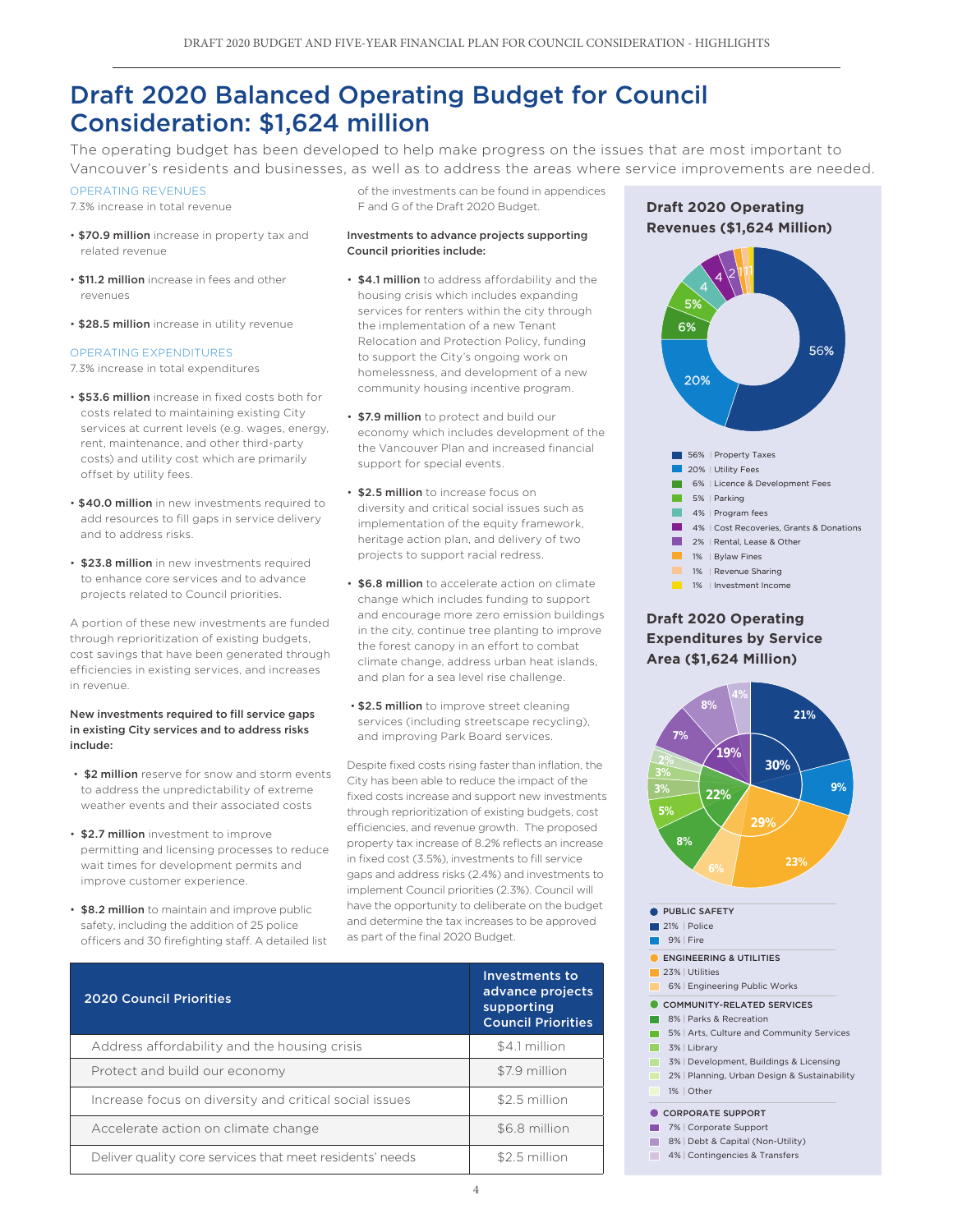// Draft 2020 Balanced Operating Budget for Council Consideration: $1,624 million

The operating budget has been developed to help make progress on the issues that are most important to Vancouver's residents and businesses, as well as to address the areas where service improvements are needed.

OPERATING REVENUES

7.3% increase in total revenue

- **$70.9 million** increase in property tax and related revenue
- **$11.2 million** increase in fees and other revenues
- **$28.5 million** increase in utility revenue

OPERATING EXPENDITURES

7.3% increase in total expenditures

- **$53.6 million** increase in fixed costs both for costs related to maintaining existing City services at current levels (e.g. wages, energy, rent, maintenance, and other third-party costs) and utility cost which are primarily offset by utility fees.
- **$40.0 million** in new investments required to add resources to fill gaps in service delivery and to address risks.
- **$23.8 million** in new investments required to enhance core services and to advance projects related to Council priorities.

A portion of these new investments are funded through reprioritization of existing budgets, cost savings that have been generated through efficiencies in existing services, and increases in revenue.

**New investments required to fill service gaps in existing City services and to address risks include:**

- **$2 million** reserve for snow and storm events to address the unpredictability of extreme weather events and their associated costs
- **$2.7 million** investment to improve permitting and licensing processes to reduce wait times for development permits and improve customer experience.
- **$8.2 million** to maintain and improve public safety, including the addition of 25 police officers and 30 firefighting staff. A detailed list of the investments can be found in appendices F and G of the Draft 2020 Budget.

**Investments to advance projects supporting Council priorities include:**

- **$4.1 million** to address affordability and the housing crisis which includes expanding services for renters within the city through the implementation of a new Tenant Relocation and Protection Policy, funding to support the City's ongoing work on homelessness, and development of a new community housing incentive program.
- **$7.9 million** to protect and build our economy which includes development of the the Vancouver Plan and increased financial support for special events.
- **$2.5 million** to increase focus on diversity and critical social issues such as implementation of the equity framework, heritage action plan, and delivery of two projects to support racial redress.
- **$6.8 million** to accelerate action on climate change which includes funding to support and encourage more zero emission buildings in the city, continue tree planting to improve the forest canopy in an effort to combat climate change, address urban heat islands, and plan for a sea level rise challenge.
- **$2.5 million** to improve street cleaning services (including streetscape recycling), and improving Park Board services.

Despite fixed costs rising faster than inflation, the City has been able to reduce the impact of the fixed costs increase and support new investments through reprioritization of existing budgets, cost efficiencies, and revenue growth. The proposed property tax increase of 8.2% reflects an increase in fixed cost (3.5%), investments to fill service gaps and address risks (2.4%) and investments to implement Council priorities (2.3%). Council will have the opportunity to deliberate on the budget and determine the tax increases to be approved as part of the final 2020 Budget.

| 2020 Council Priorities | Investments to advance projects supporting Council Priorities |
|---|---|
| Address affordability and the housing crisis | $4.1 million |
| Protect and build our economy | $7.9 million |
| Increase focus on diversity and critical social issues | $2.5 million |
| Accelerate action on climate change | $6.8 million |
| Deliver quality core services that meet residents' needs | $2.5 million |

### Draft 2020 Operating Revenues ($1,624 Million)

| % | Source |
|---|---|
| 56% | Property Taxes |
| 20% | Utility Fees |
| 6% | Licence & Development Fees |
| 5% | Parking |
| 4% | Program fees |
| 4% | Cost Recoveries, Grants & Donations |
| 2% | Rental, Lease & Other |
| 1% | Bylaw Fines |
| 1% | Revenue Sharing |
| 1% | Investment Income |

### Draft 2020 Operating Expenditures by Service Area ($1,624 Million)

**PUBLIC SAFETY** (30%)
- 21% | Police
- 9% | Fire

**ENGINEERING & UTILITIES** (29%)
- 23% | Utilities
- 6% | Engineering Public Works

**COMMUNITY-RELATED SERVICES** (22%)
- 8% | Parks & Recreation
- 5% | Arts, Culture and Community Services
- 3% | Library
- 3% | Development, Buildings & Licensing
- 2% | Planning, Urban Design & Sustainability
- 1% | Other

**CORPORATE SUPPORT** (19%)
- 7% | Corporate Support
- 8% | Debt & Capital (Non-Utility)
- 4% | Contingencies & Transfers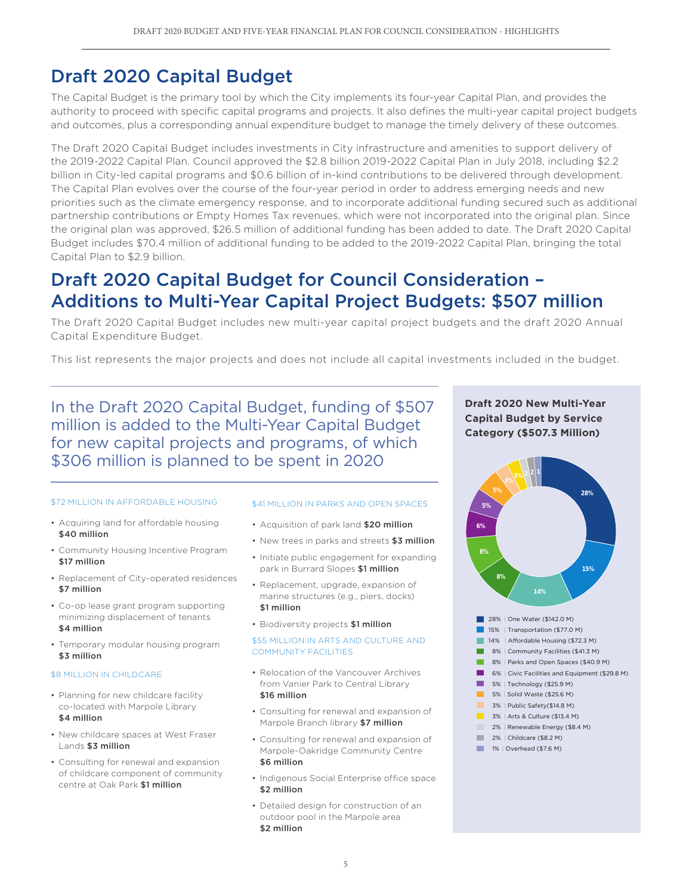# Draft 2020 Capital Budget

The Capital Budget is the primary tool by which the City implements its four-year Capital Plan, and provides the authority to proceed with specific capital programs and projects. It also defines the multi-year capital project budgets and outcomes, plus a corresponding annual expenditure budget to manage the timely delivery of these outcomes.

The Draft 2020 Capital Budget includes investments in City infrastructure and amenities to support delivery of the 2019-2022 Capital Plan. Council approved the $2.8 billion 2019-2022 Capital Plan in July 2018, including $2.2 billion in City-led capital programs and $0.6 billion of in-kind contributions to be delivered through development. The Capital Plan evolves over the course of the four-year period in order to address emerging needs and new priorities such as the climate emergency response, and to incorporate additional funding secured such as additional partnership contributions or Empty Homes Tax revenues, which were not incorporated into the original plan. Since the original plan was approved, $26.5 million of additional funding has been added to date. The Draft 2020 Capital Budget includes $70.4 million of additional funding to be added to the 2019-2022 Capital Plan, bringing the total Capital Plan to $2.9 billion.

# Draft 2020 Capital Budget for Council Consideration – Additions to Multi-Year Capital Project Budgets: $507 million

The Draft 2020 Capital Budget includes new multi-year capital project budgets and the draft 2020 Annual Capital Expenditure Budget.

This list represents the major projects and does not include all capital investments included in the budget.

## In the Draft 2020 Capital Budget, funding of $507 million is added to the Multi-Year Capital Budget for new capital projects and programs, of which $306 million is planned to be spent in 2020

### $72 MILLION IN AFFORDABLE HOUSING

- Acquiring land for affordable housing **$40 million**
- Community Housing Incentive Program **$17 million**
- Replacement of City-operated residences **$7 million**
- Co-op lease grant program supporting minimizing displacement of tenants **$4 million**
- Temporary modular housing program **$3 million**

### $8 MILLION IN CHILDCARE

- Planning for new childcare facility co-located with Marpole Library **$4 million**
- New childcare spaces at West Fraser Lands **$3 million**
- Consulting for renewal and expansion of childcare component of community centre at Oak Park **$1 million**

### $41 MILLION IN PARKS AND OPEN SPACES

- Acquisition of park land **$20 million**
- New trees in parks and streets **$3 million**
- Initiate public engagement for expanding park in Burrard Slopes **$1 million**
- Replacement, upgrade, expansion of marine structures (e.g., piers, docks) **$1 million**
- Biodiversity projects **$1 million**

### $55 MILLION IN ARTS AND CULTURE AND COMMUNITY FACILITIES

- Relocation of the Vancouver Archives from Vanier Park to Central Library **$16 million**
- Consulting for renewal and expansion of Marpole Branch library **$7 million**
- Consulting for renewal and expansion of Marpole-Oakridge Community Centre **$6 million**
- Indigenous Social Enterprise office space **$2 million**
- Detailed design for construction of an outdoor pool in the Marpole area **$2 million**

### Draft 2020 New Multi-Year Capital Budget by Service Category ($507.3 Million)

| Share | Service Category |
|---|---|
| 28% | One Water ($142.0 M) |
| 15% | Transportation ($77.0 M) |
| 14% | Affordable Housing ($72.3 M) |
| 8% | Community Facilities ($41.3 M) |
| 8% | Parks and Open Spaces ($40.9 M) |
| 6% | Civic Facilities and Equipment ($29.8 M) |
| 5% | Technology ($25.9 M) |
| 5% | Solid Waste ($25.6 M) |
| 3% | Public Safety($14.8 M) |
| 3% | Arts & Culture ($13.4 M) |
| 2% | Renewable Energy ($8.4 M) |
| 2% | Childcare ($8.2 M) |
| 1% | Overhead ($7.6 M) |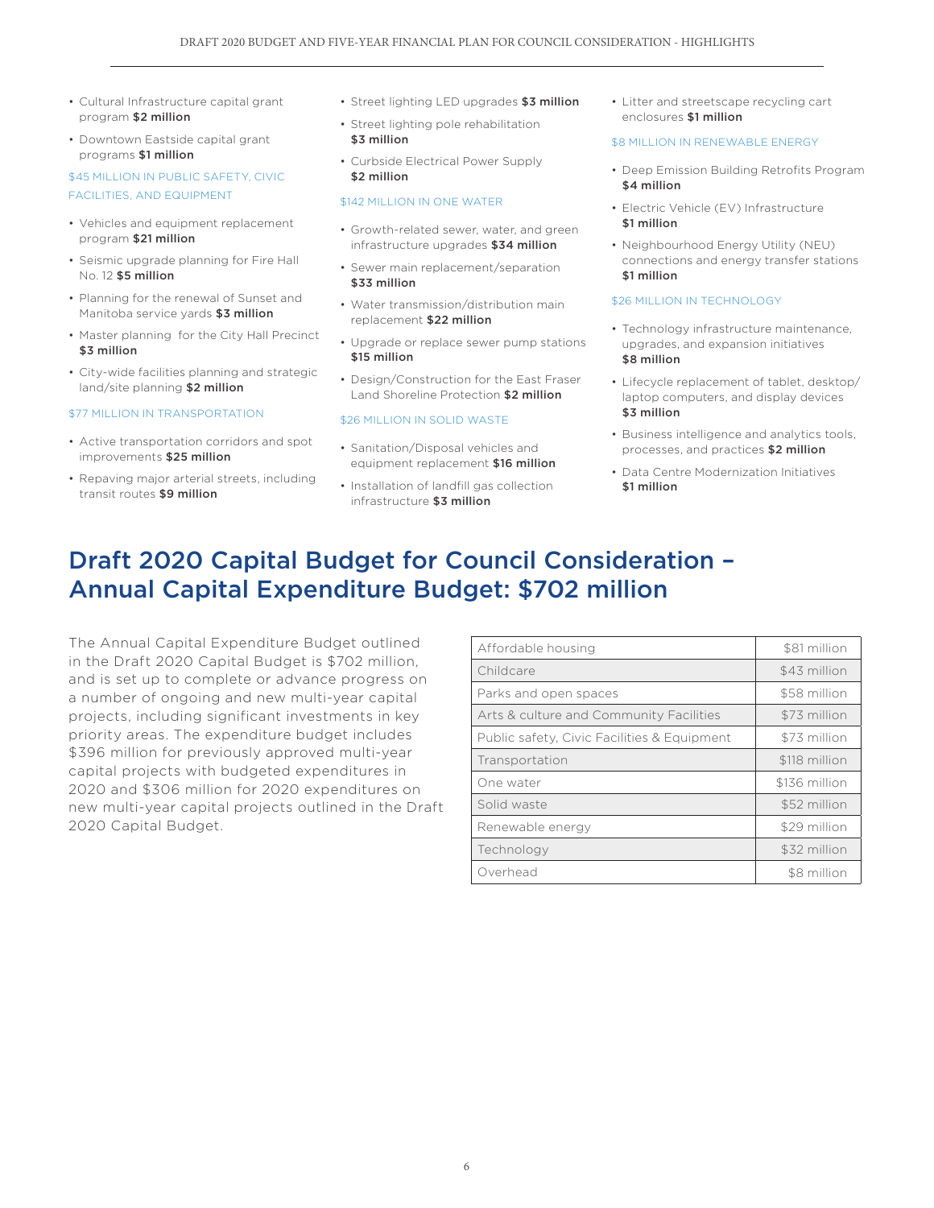- Cultural Infrastructure capital grant program **$2 million**
- Downtown Eastside capital grant programs **$1 million**

$45 MILLION IN PUBLIC SAFETY, CIVIC FACILITIES, AND EQUIPMENT

- Vehicles and equipment replacement program **$21 million**
- Seismic upgrade planning for Fire Hall No. 12 **$5 million**
- Planning for the renewal of Sunset and Manitoba service yards **$3 million**
- Master planning for the City Hall Precinct **$3 million**
- City-wide facilities planning and strategic land/site planning **$2 million**

$77 MILLION IN TRANSPORTATION

- Active transportation corridors and spot improvements **$25 million**
- Repaving major arterial streets, including transit routes **$9 million**
- Street lighting LED upgrades **$3 million**
- Street lighting pole rehabilitation **$3 million**
- Curbside Electrical Power Supply **$2 million**

$142 MILLION IN ONE WATER

- Growth-related sewer, water, and green infrastructure upgrades **$34 million**
- Sewer main replacement/separation **$33 million**
- Water transmission/distribution main replacement **$22 million**
- Upgrade or replace sewer pump stations **$15 million**
- Design/Construction for the East Fraser Land Shoreline Protection **$2 million**

$26 MILLION IN SOLID WASTE

- Sanitation/Disposal vehicles and equipment replacement **$16 million**
- Installation of landfill gas collection infrastructure **$3 million**
- Litter and streetscape recycling cart enclosures **$1 million**

$8 MILLION IN RENEWABLE ENERGY

- Deep Emission Building Retrofits Program **$4 million**
- Electric Vehicle (EV) Infrastructure **$1 million**
- Neighbourhood Energy Utility (NEU) connections and energy transfer stations **$1 million**

$26 MILLION IN TECHNOLOGY

- Technology infrastructure maintenance, upgrades, and expansion initiatives **$8 million**
- Lifecycle replacement of tablet, desktop/laptop computers, and display devices **$3 million**
- Business intelligence and analytics tools, processes, and practices **$2 million**
- Data Centre Modernization Initiatives **$1 million**

# Draft 2020 Capital Budget for Council Consideration – Annual Capital Expenditure Budget: $702 million

The Annual Capital Expenditure Budget outlined in the Draft 2020 Capital Budget is $702 million, and is set up to complete or advance progress on a number of ongoing and new multi-year capital projects, including significant investments in key priority areas. The expenditure budget includes $396 million for previously approved multi-year capital projects with budgeted expenditures in 2020 and $306 million for 2020 expenditures on new multi-year capital projects outlined in the Draft 2020 Capital Budget.

| Category | Amount |
|---|---|
| Affordable housing | $81 million |
| Childcare | $43 million |
| Parks and open spaces | $58 million |
| Arts & culture and Community Facilities | $73 million |
| Public safety, Civic Facilities & Equipment | $73 million |
| Transportation | $118 million |
| One water | $136 million |
| Solid waste | $52 million |
| Renewable energy | $29 million |
| Technology | $32 million |
| Overhead | $8 million |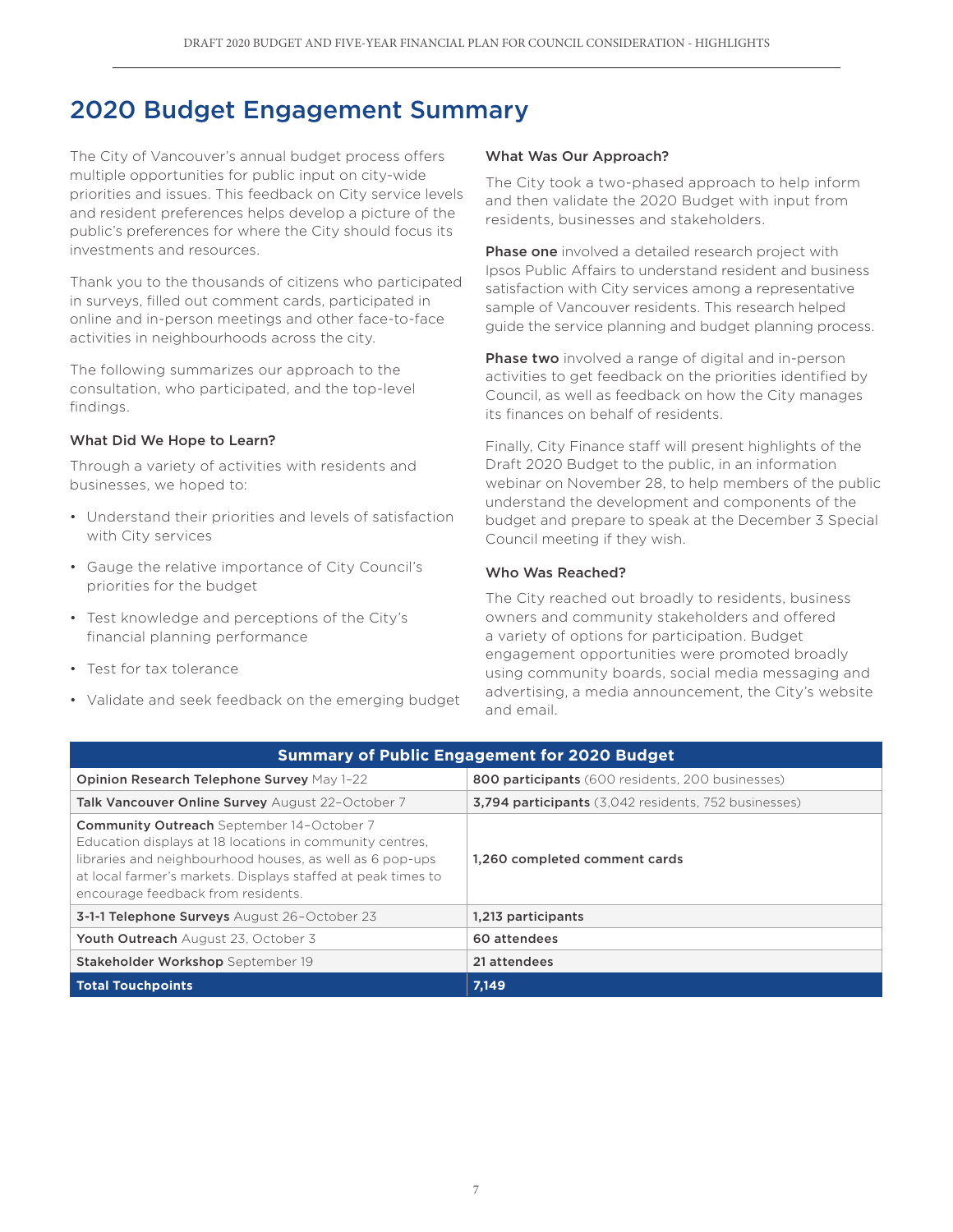# 2020 Budget Engagement Summary

The City of Vancouver's annual budget process offers multiple opportunities for public input on city-wide priorities and issues. This feedback on City service levels and resident preferences helps develop a picture of the public's preferences for where the City should focus its investments and resources.

Thank you to the thousands of citizens who participated in surveys, filled out comment cards, participated in online and in-person meetings and other face-to-face activities in neighbourhoods across the city.

The following summarizes our approach to the consultation, who participated, and the top-level findings.

### What Did We Hope to Learn?

Through a variety of activities with residents and businesses, we hoped to:

- Understand their priorities and levels of satisfaction with City services
- Gauge the relative importance of City Council's priorities for the budget
- Test knowledge and perceptions of the City's financial planning performance
- Test for tax tolerance
- Validate and seek feedback on the emerging budget

### What Was Our Approach?

The City took a two-phased approach to help inform and then validate the 2020 Budget with input from residents, businesses and stakeholders.

**Phase one** involved a detailed research project with Ipsos Public Affairs to understand resident and business satisfaction with City services among a representative sample of Vancouver residents. This research helped guide the service planning and budget planning process.

**Phase two** involved a range of digital and in-person activities to get feedback on the priorities identified by Council, as well as feedback on how the City manages its finances on behalf of residents.

Finally, City Finance staff will present highlights of the Draft 2020 Budget to the public, in an information webinar on November 28, to help members of the public understand the development and components of the budget and prepare to speak at the December 3 Special Council meeting if they wish.

### Who Was Reached?

The City reached out broadly to residents, business owners and community stakeholders and offered a variety of options for participation. Budget engagement opportunities were promoted broadly using community boards, social media messaging and advertising, a media announcement, the City's website and email.

| Summary of Public Engagement for 2020 Budget | |
|---|---|
| **Opinion Research Telephone Survey** May 1–22 | **800 participants** (600 residents, 200 businesses) |
| **Talk Vancouver Online Survey** August 22–October 7 | **3,794 participants** (3,042 residents, 752 businesses) |
| **Community Outreach** September 14–October 7<br>Education displays at 18 locations in community centres, libraries and neighbourhood houses, as well as 6 pop-ups at local farmer's markets. Displays staffed at peak times to encourage feedback from residents. | **1,260 completed comment cards** |
| **3-1-1 Telephone Surveys** August 26–October 23 | **1,213 participants** |
| **Youth Outreach** August 23, October 3 | **60 attendees** |
| **Stakeholder Workshop** September 19 | **21 attendees** |
| **Total Touchpoints** | **7,149** |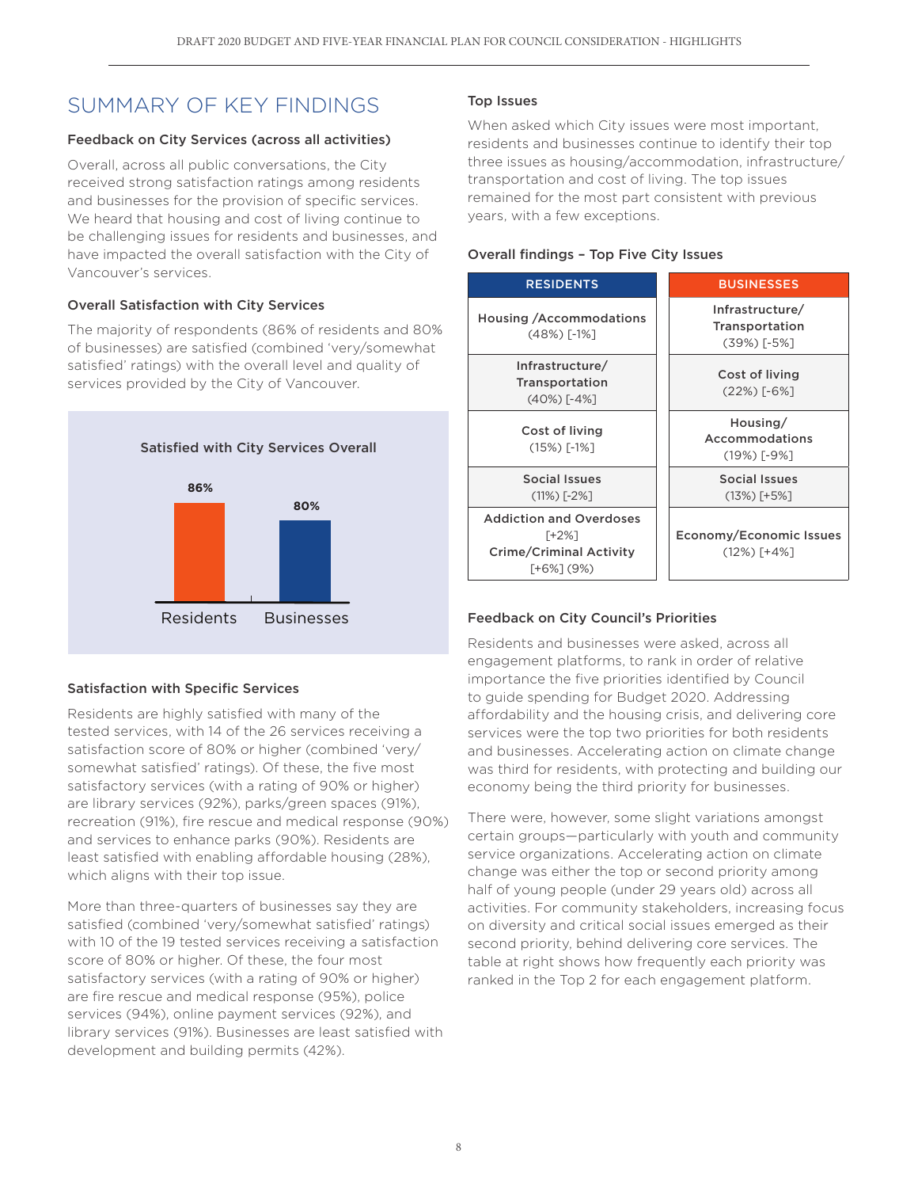## SUMMARY OF KEY FINDINGS

### Feedback on City Services (across all activities)

Overall, across all public conversations, the City received strong satisfaction ratings among residents and businesses for the provision of specific services. We heard that housing and cost of living continue to be challenging issues for residents and businesses, and have impacted the overall satisfaction with the City of Vancouver's services.

### Overall Satisfaction with City Services

The majority of respondents (86% of residents and 80% of businesses) are satisfied (combined 'very/somewhat satisfied' ratings) with the overall level and quality of services provided by the City of Vancouver.

**Satisfied with City Services Overall**

| | Residents | Businesses |
|---|---|---|
| Satisfied | 86% | 80% |

### Satisfaction with Specific Services

Residents are highly satisfied with many of the tested services, with 14 of the 26 services receiving a satisfaction score of 80% or higher (combined 'very/somewhat satisfied' ratings). Of these, the five most satisfactory services (with a rating of 90% or higher) are library services (92%), parks/green spaces (91%), recreation (91%), fire rescue and medical response (90%) and services to enhance parks (90%). Residents are least satisfied with enabling affordable housing (28%), which aligns with their top issue.

More than three-quarters of businesses say they are satisfied (combined 'very/somewhat satisfied' ratings) with 10 of the 19 tested services receiving a satisfaction score of 80% or higher. Of these, the four most satisfactory services (with a rating of 90% or higher) are fire rescue and medical response (95%), police services (94%), online payment services (92%), and library services (91%). Businesses are least satisfied with development and building permits (42%).

### Top Issues

When asked which City issues were most important, residents and businesses continue to identify their top three issues as housing/accommodation, infrastructure/transportation and cost of living. The top issues remained for the most part consistent with previous years, with a few exceptions.

### Overall findings – Top Five City Issues

| RESIDENTS | BUSINESSES |
|---|---|
| Housing /Accommodations (48%) [-1%] | Infrastructure/ Transportation (39%) [-5%] |
| Infrastructure/ Transportation (40%) [-4%] | Cost of living (22%) [-6%] |
| Cost of living (15%) [-1%] | Housing/ Accommodations (19%) [-9%] |
| Social Issues (11%) [-2%] | Social Issues (13%) [+5%] |
| Addiction and Overdoses [+2%] Crime/Criminal Activity [+6%] (9%) | Economy/Economic Issues (12%) [+4%] |

### Feedback on City Council's Priorities

Residents and businesses were asked, across all engagement platforms, to rank in order of relative importance the five priorities identified by Council to guide spending for Budget 2020. Addressing affordability and the housing crisis, and delivering core services were the top two priorities for both residents and businesses. Accelerating action on climate change was third for residents, with protecting and building our economy being the third priority for businesses.

There were, however, some slight variations amongst certain groups—particularly with youth and community service organizations. Accelerating action on climate change was either the top or second priority among half of young people (under 29 years old) across all activities. For community stakeholders, increasing focus on diversity and critical social issues emerged as their second priority, behind delivering core services. The table at right shows how frequently each priority was ranked in the Top 2 for each engagement platform.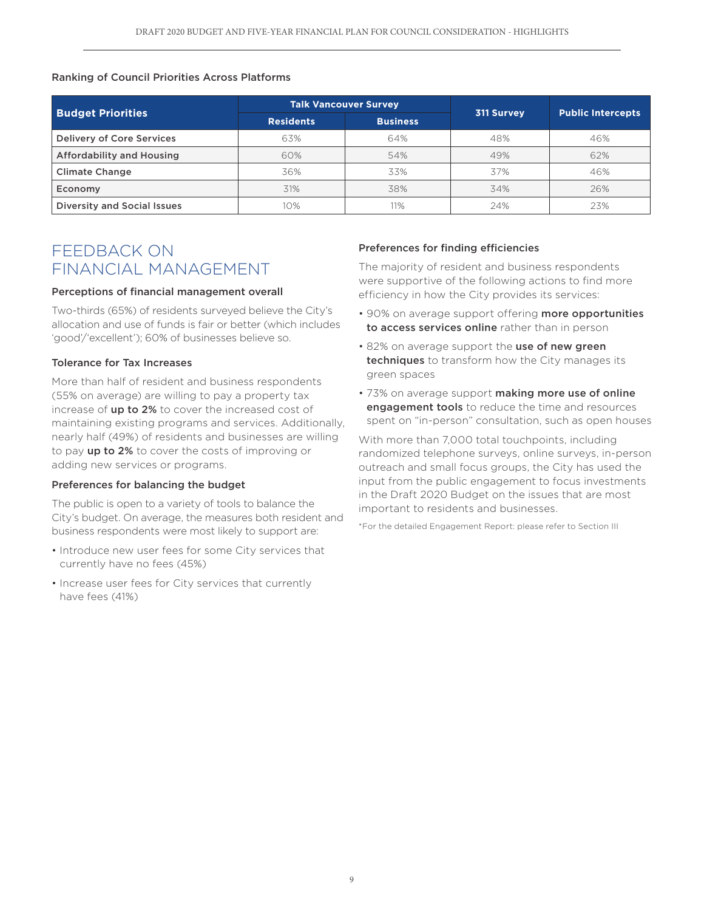Ranking of Council Priorities Across Platforms

| Budget Priorities | Talk Vancouver Survey | | 311 Survey | Public Intercepts |
|---|---|---|---|---|
| | Residents | Business | | |
| Delivery of Core Services | 63% | 64% | 48% | 46% |
| Affordability and Housing | 60% | 54% | 49% | 62% |
| Climate Change | 36% | 33% | 37% | 46% |
| Economy | 31% | 38% | 34% | 26% |
| Diversity and Social Issues | 10% | 11% | 24% | 23% |

## FEEDBACK ON FINANCIAL MANAGEMENT

### Perceptions of financial management overall

Two-thirds (65%) of residents surveyed believe the City's allocation and use of funds is fair or better (which includes 'good'/'excellent'); 60% of businesses believe so.

### Tolerance for Tax Increases

More than half of resident and business respondents (55% on average) are willing to pay a property tax increase of **up to 2%** to cover the increased cost of maintaining existing programs and services. Additionally, nearly half (49%) of residents and businesses are willing to pay **up to 2%** to cover the costs of improving or adding new services or programs.

### Preferences for balancing the budget

The public is open to a variety of tools to balance the City's budget. On average, the measures both resident and business respondents were most likely to support are:

- Introduce new user fees for some City services that currently have no fees (45%)
- Increase user fees for City services that currently have fees (41%)

### Preferences for finding efficiencies

The majority of resident and business respondents were supportive of the following actions to find more efficiency in how the City provides its services:

- 90% on average support offering **more opportunities to access services online** rather than in person
- 82% on average support the **use of new green techniques** to transform how the City manages its green spaces
- 73% on average support **making more use of online engagement tools** to reduce the time and resources spent on "in-person" consultation, such as open houses

With more than 7,000 total touchpoints, including randomized telephone surveys, online surveys, in-person outreach and small focus groups, the City has used the input from the public engagement to focus investments in the Draft 2020 Budget on the issues that are most important to residents and businesses.

*For the detailed Engagement Report: please refer to Section III